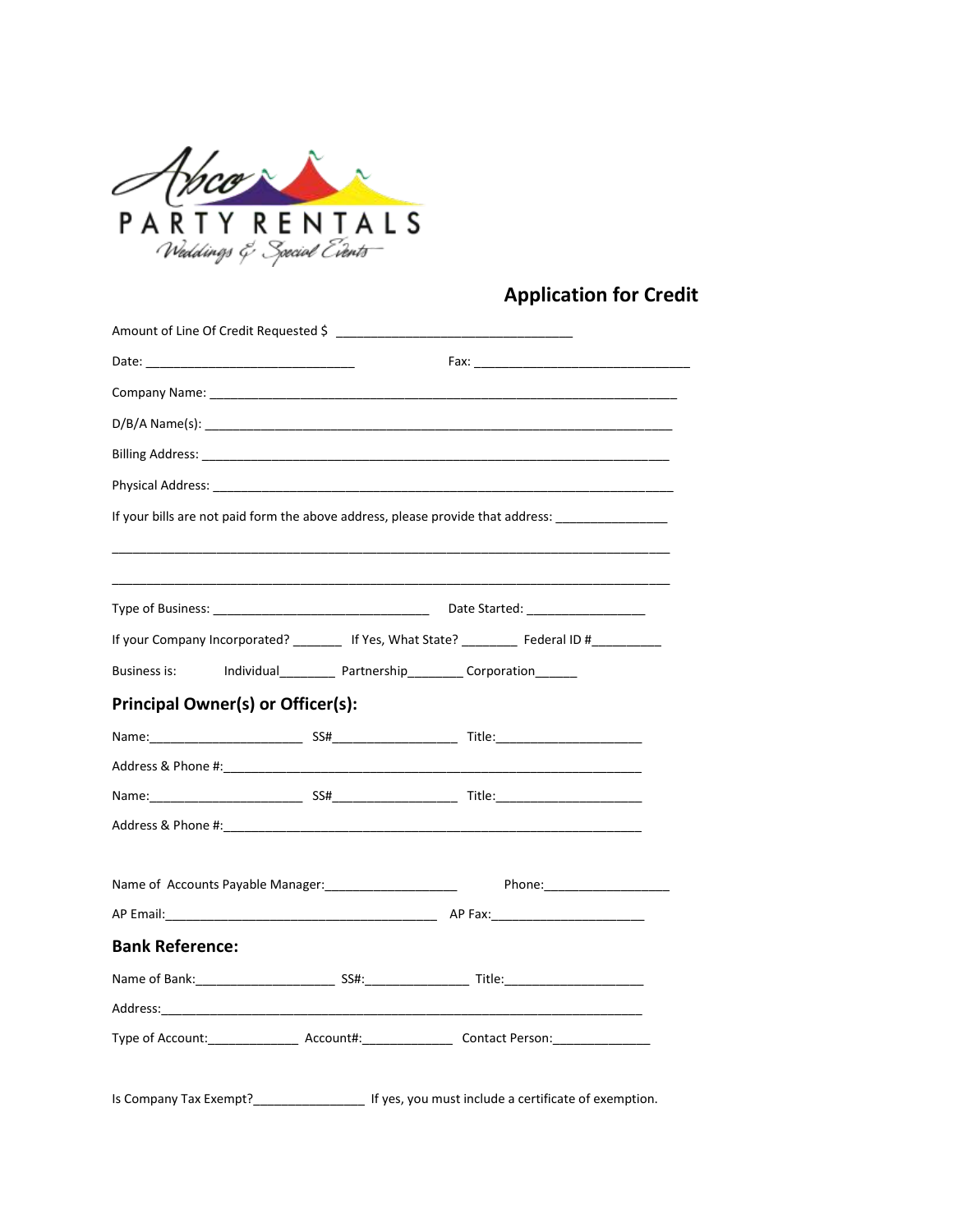Abco PARTY RENTALS Weddings & Special Events

## Application for Credit

Amount of Line Of Credit Requested $ ___________________________________

Date: ________________________________ Fax: ________________________________

Company Name: ______________________________________________________________________

D/B/A Name(s): ______________________________________________________________________

Billing Address: ______________________________________________________________________

Physical Address: ______________________________________________________________________

If your bills are not paid form the above address, please provide that address: ________________

_____________________________________________________________________________________

_____________________________________________________________________________________

Type of Business: ________________________________ Date Started: _________________

If your Company Incorporated? _______ If Yes, What State? ________ Federal ID #__________

Business is: Individual________ Partnership________ Corporation______

### Principal Owner(s) or Officer(s):

Name:______________________ SS#__________________ Title:_____________________

Address & Phone #:_____________________________________________________________

Name:______________________ SS#__________________ Title:_____________________

Address & Phone #:_____________________________________________________________

Name of Accounts Payable Manager:___________________ Phone:__________________

AP Email:________________________________________ AP Fax:______________________

### Bank Reference:

Name of Bank:____________________ SS#:_______________ Title:____________________

Address:____________________________________________________________________

Type of Account:_____________ Account#:_____________ Contact Person:______________

Is Company Tax Exempt?________________ If yes, you must include a certificate of exemption.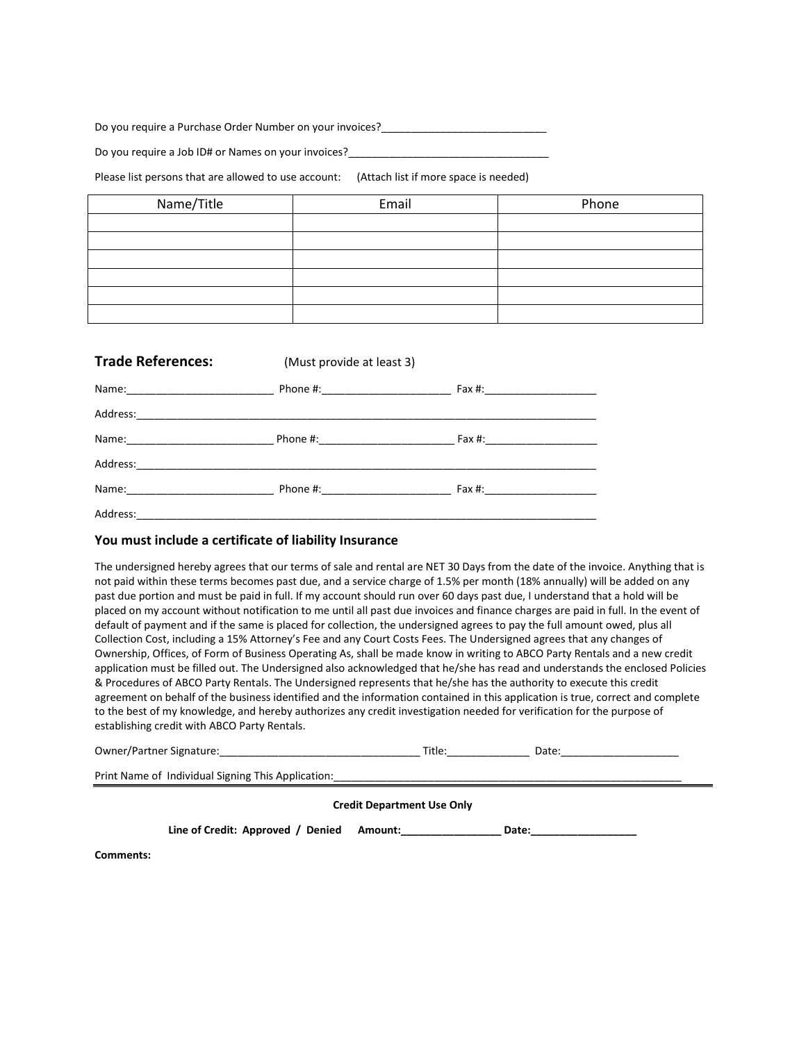Do you require a Purchase Order Number on your invoices?___________________________

Do you require a Job ID# or Names on your invoices?_________________________________

Please list persons that are allowed to use account: (Attach list if more space is needed)

| Name/Title | Email | Phone |
|---|---|---|
| | | |
| | | |
| | | |
| | | |
| | | |
| | | |

## Trade References: (Must provide at least 3)

Name:_________________________ Phone #:_____________________ Fax #:___________________

Address:_________________________________________________________________________________

Name:_________________________ Phone #:_______________________ Fax #:___________________

Address:_________________________________________________________________________________

Name:_________________________ Phone #:_____________________ Fax #:___________________

Address:_________________________________________________________________________________

### You must include a certificate of liability Insurance

The undersigned hereby agrees that our terms of sale and rental are NET 30 Days from the date of the invoice. Anything that is not paid within these terms becomes past due, and a service charge of 1.5% per month (18% annually) will be added on any past due portion and must be paid in full. If my account should run over 60 days past due, I understand that a hold will be placed on my account without notification to me until all past due invoices and finance charges are paid in full. In the event of default of payment and if the same is placed for collection, the undersigned agrees to pay the full amount owed, plus all Collection Cost, including a 15% Attorney's Fee and any Court Costs Fees. The Undersigned agrees that any changes of Ownership, Offices, of Form of Business Operating As, shall be made know in writing to ABCO Party Rentals and a new credit application must be filled out. The Undersigned also acknowledged that he/she has read and understands the enclosed Policies & Procedures of ABCO Party Rentals. The Undersigned represents that he/she has the authority to execute this credit agreement on behalf of the business identified and the information contained in this application is true, correct and complete to the best of my knowledge, and hereby authorizes any credit investigation needed for verification for the purpose of establishing credit with ABCO Party Rentals.

Owner/Partner Signature:__________________________________ Title:______________ Date:____________________

Print Name of Individual Signing This Application:_____________________________________________________________

---

**Credit Department Use Only**

**Line of Credit: Approved / Denied Amount:_________________ Date:__________________**

**Comments:**